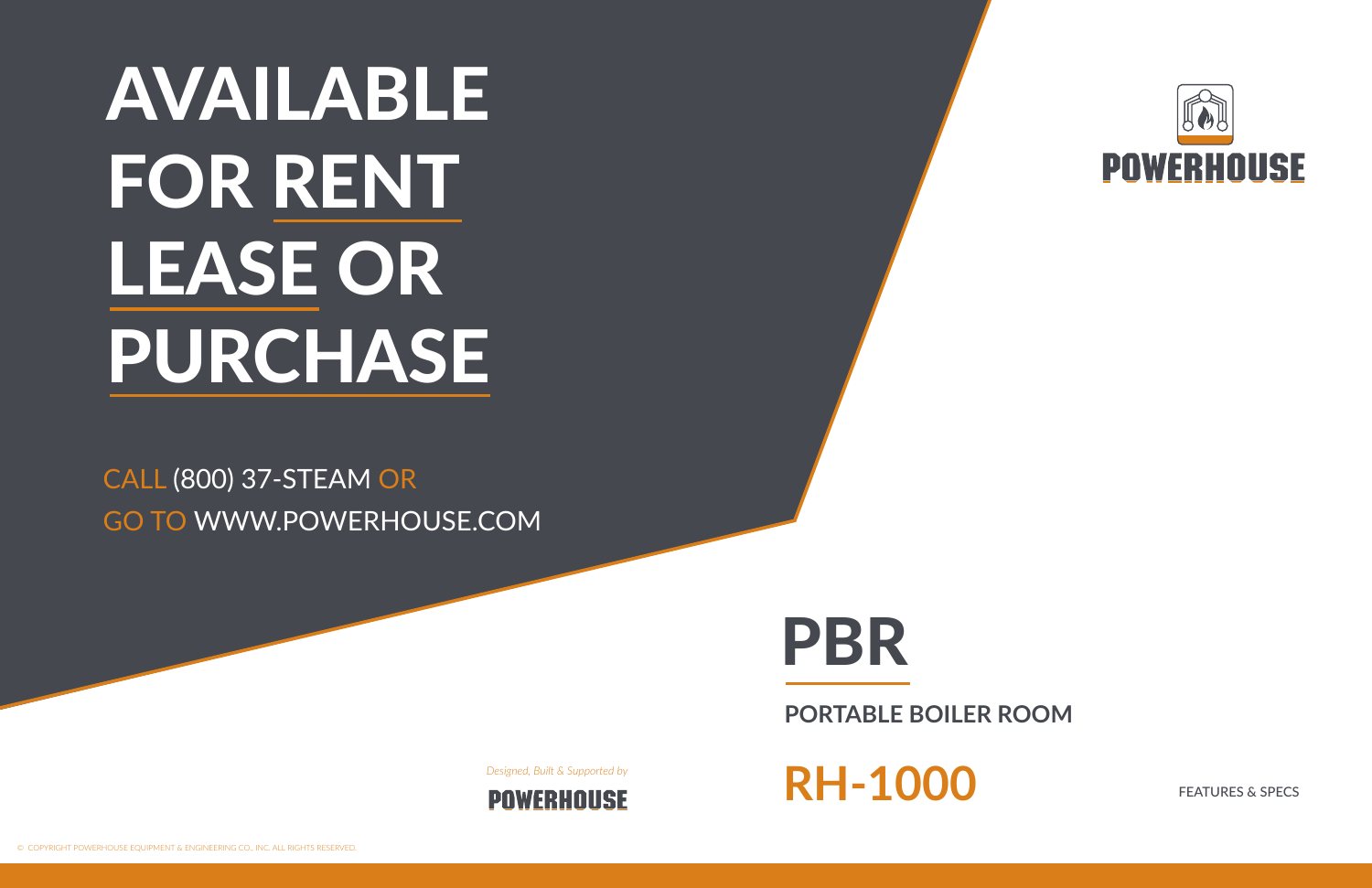# AVAILABLE FOR RENT LEASE OR PURCHASE

CALL (800) 37-STEAM OR
GO TO WWW.POWERHOUSE.COM

POWERHOUSE

# PBR

## PORTABLE BOILER ROOM

*Designed, Built & Supported by*
POWERHOUSE

## RH-1000

FEATURES & SPECS

© COPYRIGHT POWERHOUSE EQUIPMENT & ENGINEERING CO., INC. ALL RIGHTS RESERVED.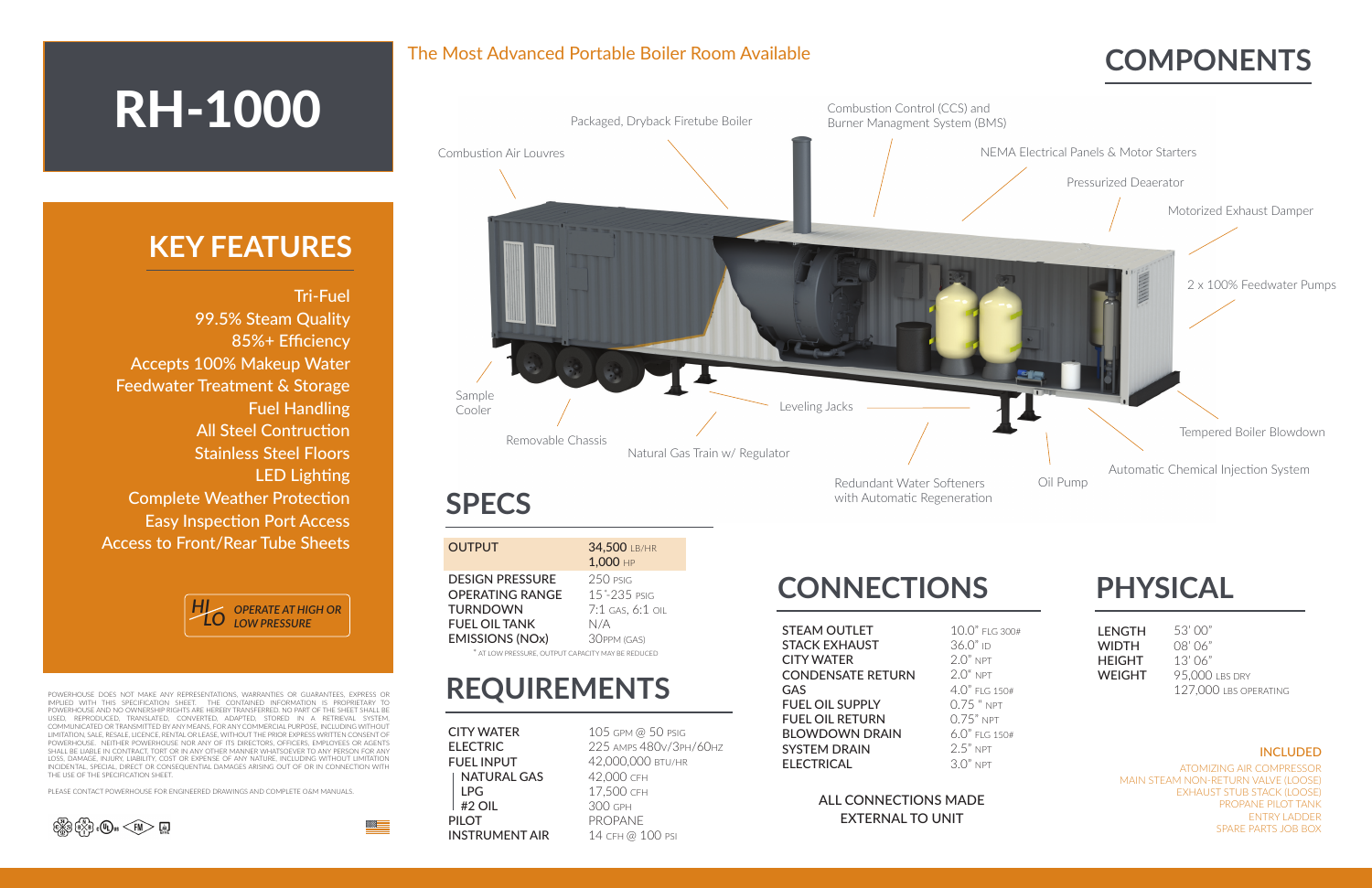# RH-1000

The Most Advanced Portable Boiler Room Available

## COMPONENTS

Packaged, Dryback Firetube Boiler
Combustion Control (CCS) and Burner Managment System (BMS)
Combustion Air Louvres
NEMA Electrical Panels & Motor Starters
Pressurized Deaerator
Motorized Exhaust Damper
2 x 100% Feedwater Pumps
Sample Cooler
Leveling Jacks
Tempered Boiler Blowdown
Removable Chassis
Natural Gas Train w/ Regulator
Automatic Chemical Injection System
Redundant Water Softeners with Automatic Regeneration
Oil Pump

## KEY FEATURES

- Tri-Fuel
- 99.5% Steam Quality
- 85%+ Efficiency
- Accepts 100% Makeup Water
- Feedwater Treatment & Storage
- Fuel Handling
- All Steel Contruction
- Stainless Steel Floors
- LED Lighting
- Complete Weather Protection
- Easy Inspection Port Access
- Access to Front/Rear Tube Sheets

HI/LO *OPERATE AT HIGH OR LOW PRESSURE*

POWERHOUSE DOES NOT MAKE ANY REPRESENTATIONS, WARRANTIES OR GUARANTEES, EXPRESS OR IMPLIED WITH THIS SPECIFICATION SHEET. THE CONTAINED INFORMATION IS PROPRIETARY TO POWERHOUSE AND NO OWNERSHIP RIGHTS ARE HEREBY TRANSFERRED. NO PART OF THE SHEET SHALL BE USED, REPRODUCED, TRANSLATED, CONVERTED, ADAPTED, STORED IN A RETRIEVAL SYSTEM, COMMUNICATED OR TRANSMITTED BY ANY MEANS, FOR ANY COMMERCIAL PURPOSE, INCLUDING WITHOUT LIMITATION, SALE, RESALE, LICENCE, RENTAL OR LEASE, WITHOUT THE PRIOR EXPRESS WRITTEN CONSENT OF POWERHOUSE. NEITHER POWERHOUSE NOR ANY OF ITS DIRECTORS, OFFICERS, EMPLOYEES OR AGENTS SHALL BE LIABLE IN CONTRACT, TORT OR IN ANY OTHER MANNER WHATSOEVER TO ANY PERSON FOR ANY LOSS, DAMAGE, INJURY, LIABILITY, COST OR EXPENSE OF ANY NATURE, INCLUDING WITHOUT LIMITATION INCIDENTAL, SPECIAL, DIRECT OR CONSEQUENTIAL DAMAGES ARISING OUT OF OR IN CONNECTION WITH THE USE OF THE SPECIFICATION SHEET.

PLEASE CONTACT POWERHOUSE FOR ENGINEERED DRAWINGS AND COMPLETE O&M MANUALS.

## SPECS

| | |
|---|---|
| **OUTPUT** | **34,500** LB/HR **1,000** HP |
| DESIGN PRESSURE | 250 PSIG |
| OPERATING RANGE | 15*-235 PSIG |
| TURNDOWN | 7:1 GAS, 6:1 OIL |
| FUEL OIL TANK | N/A |
| EMISSIONS (NOx) | 30PPM (GAS) |

* AT LOW PRESSURE, OUTPUT CAPACITY MAY BE REDUCED

## REQUIREMENTS

| | |
|---|---|
| CITY WATER | 105 GPM @ 50 PSIG |
| ELECTRIC | 225 AMPS 480V/3PH/60HZ |
| FUEL INPUT | 42,000,000 BTU/HR |
| NATURAL GAS | 42,000 CFH |
| LPG | 17,500 CFH |
| #2 OIL | 300 GPH |
| PILOT | PROPANE |
| INSTRUMENT AIR | 14 CFH @ 100 PSI |

## CONNECTIONS

| | |
|---|---|
| STEAM OUTLET | 10.0" FLG 300# |
| STACK EXHAUST | 36.0" ID |
| CITY WATER | 2.0" NPT |
| CONDENSATE RETURN | 2.0" NPT |
| GAS | 4.0" FLG 150# |
| FUEL OIL SUPPLY | 0.75 " NPT |
| FUEL OIL RETURN | 0.75" NPT |
| BLOWDOWN DRAIN | 6.0" FLG 150# |
| SYSTEM DRAIN | 2.5" NPT |
| ELECTRICAL | 3.0" NPT |

ALL CONNECTIONS MADE EXTERNAL TO UNIT

## PHYSICAL

| | |
|---|---|
| LENGTH | 53' 00" |
| WIDTH | 08' 06" |
| HEIGHT | 13' 06" |
| WEIGHT | 95,000 LBS DRY<br>127,000 LBS OPERATING |

### INCLUDED

ATOMIZING AIR COMPRESSOR
MAIN STEAM NON-RETURN VALVE (LOOSE)
EXHAUST STUB STACK (LOOSE)
PROPANE PILOT TANK
ENTRY LADDER
SPARE PARTS JOB BOX